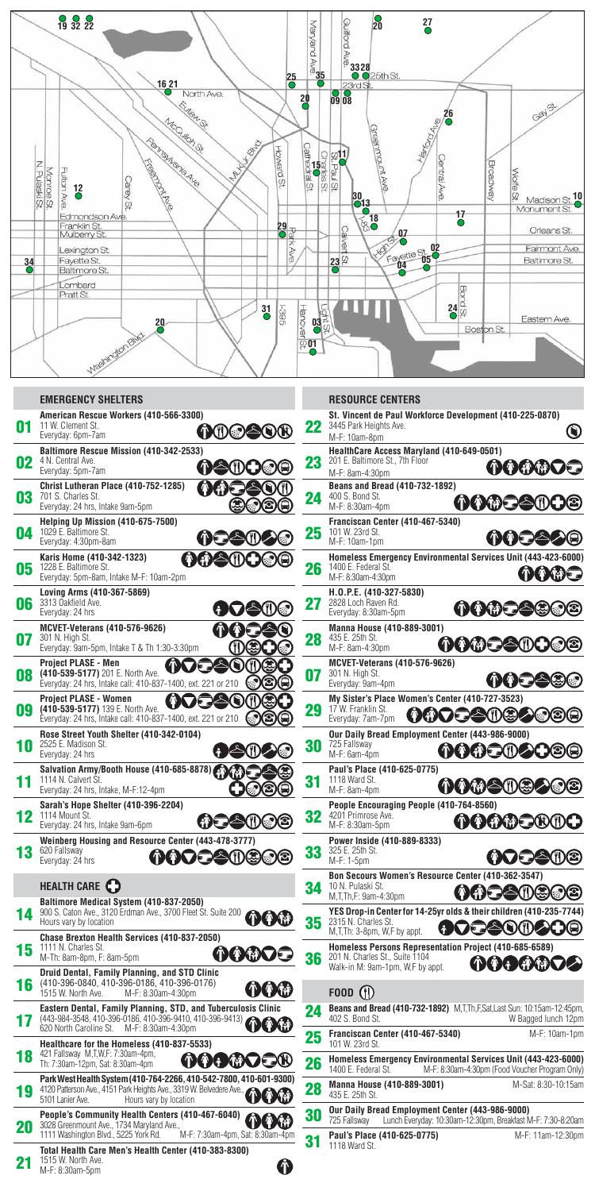## EMERGENCY SHELTERS

**01** **American Rescue Workers (410-566-3300)**
11 W. Clement St.
Everyday: 6pm-7am

**02** **Baltimore Rescue Mission (410-342-2533)**
4 N. Central Ave.
Everyday: 5pm-7am

**03** **Christ Lutheran Place (410-752-1285)**
701 S. Charles St.
Everyday: 24 hrs, Intake 9am-5pm

**04** **Helping Up Mission (410-675-7500)**
1029 E. Baltimore St.
Everyday: 4:30pm-8am

**05** **Karis Home (410-342-1323)**
1228 E. Baltimore St.
Everyday: 5pm-8am, Intake M-F: 10am-2pm

**06** **Loving Arms (410-367-5869)**
3313 Oakfield Ave.
Everyday: 24 hrs

**07** **MCVET-Veterans (410-576-9626)**
301 N. High St.
Everyday: 9am-5pm, Intake T & Th 1:30-3:30pm

**08** **Project PLASE - Men**
**(410-539-5177)** 201 E. North Ave.
Everyday: 24 hrs, Intake call: 410-837-1400, ext. 221 or 210

**09** **Project PLASE - Women**
**(410-539-5177)** 139 E. North Ave.
Everyday: 24 hrs, Intake call: 410-837-1400, ext. 221 or 210

**10** **Rose Street Youth Shelter (410-342-0104)**
2525 E. Madison St.
Everyday: 24 hrs

**11** **Salvation Army/Booth House (410-685-8878)**
1114 N. Calvert St.
Everyday: 24 hrs, Intake, M-F:12-4pm

**12** **Sarah's Hope Shelter (410-396-2204)**
1114 Mount St.
Everyday: 24 hrs, Intake 9am-6pm

**13** **Weinberg Housing and Resource Center (443-478-3777)**
620 Fallsway
Everyday: 24 hrs

## HEALTH CARE

**14** **Baltimore Medical System (410-837-2050)**
900 S. Caton Ave., 3120 Erdman Ave., 3700 Fleet St. Suite 200
Hours vary by location

**15** **Chase Brexton Health Services (410-837-2050)**
1111 N. Charles St.
M-Th: 8am-8pm, F: 8am-5pm

**16** **Druid Dental, Family Planning, and STD Clinic**
(410-396-0840, 410-396-0186, 410-396-0176)
1515 W. North Ave. M-F: 8:30am-4:30pm

**17** **Eastern Dental, Family Planning, STD, and Tuberculosis Clinic**
(443-984-3548, 410-396-0186, 410-396-9410, 410-396-9413)
620 North Carolina St. M-F: 8:30am-4:30pm

**18** **Healthcare for the Homeless (410-837-5533)**
421 Fallsway M,T,W,F: 7:30am-4pm,
Th: 7:30am-12pm, Sat: 8:30am-4pm

**19** **Park West Health System (410-764-2266, 410-542-7800, 410-601-9300)**
4120 Patterson Ave., 4151 Park Heights Ave., 3319 W. Belvedere Ave.,
5101 Lanier Ave. Hours vary by location

**20** **People's Community Health Centers (410-467-6040)**
3028 Greenmount Ave., 1734 Maryland Ave.,
1111 Washington Blvd., 5225 York Rd. M-F: 7:30am-4pm, Sat: 8:30am-4pm

**21** **Total Health Care Men's Health Center (410-383-8300)**
1515 W. North Ave.
M-F: 8:30am-5pm

## RESOURCE CENTERS

**22** **St. Vincent de Paul Workforce Development (410-225-0870)**
3445 Park Heights Ave.
M-F: 10am-8pm

**23** **HealthCare Access Maryland (410-649-0501)**
201 E. Baltimore St., 7th Floor
M-F: 8am-4:30pm

**24** **Beans and Bread (410-732-1892)**
400 S. Bond St.
M-F: 8:30am-4pm

**25** **Franciscan Center (410-467-5340)**
101 W. 23rd St.
M-F: 10am-1pm

**26** **Homeless Emergency Environmental Services Unit (443-423-6000)**
1400 E. Federal St.
M-F: 8:30am-4:30pm

**27** **H.O.P.E. (410-327-5830)**
2828 Loch Raven Rd.
Everyday: 8:30am-5pm

**28** **Manna House (410-889-3001)**
435 E. 25th St.
M-F: 8am-4:30pm

**07** **MCVET-Veterans (410-576-9626)**
301 N. High St.
Everyday: 9am-4pm

**29** **My Sister's Place Women's Center (410-727-3523)**
17 W. Franklin St.
Everyday: 7am-7pm

**30** **Our Daily Bread Employment Center (443-986-9000)**
725 Fallsway
M-F: 6am-4pm

**31** **Paul's Place (410-625-0775)**
1118 Ward St.
M-F: 8am-4pm

**32** **People Encouraging People (410-764-8560)**
4201 Primrose Ave.
M-F: 8:30am-5pm

**33** **Power Inside (410-889-8333)**
325 E. 25th St.
M-F: 1-5pm

**34** **Bon Secours Women's Resource Center (410-362-3547)**
10 N. Pulaski St.
M,T,Th,F: 9am-4:30pm

**35** **YES Drop-in Center for 14-25yr olds & their children (410-235-7744)**
2315 N. Charles St.
M,T,Th: 3-8pm, W,F by appt.

**36** **Homeless Persons Representation Project (410-685-6589)**
201 N. Charles St., Suite 1104
Walk-in M: 9am-1pm, W,F by appt.

## FOOD

**24** **Beans and Bread (410-732-1892)** M,T,Th,F,Sat,Last Sun: 10:15am-12:45pm,
402 S. Bond St. W Bagged lunch 12pm

**25** **Franciscan Center (410-467-5340)** M-F: 10am-1pm
101 W. 23rd St.

**26** **Homeless Emergency Environmental Services Unit (443-423-6000)**
1400 E. Federal St. M-F: 8:30am-4:30pm (Food Voucher Program Only)

**28** **Manna House (410-889-3001)** M-Sat: 8:30-10:15am
435 E. 25th St.

**30** **Our Daily Bread Employment Center (443-986-9000)**
725 Fallsway Lunch Everyday: 10:30am-12:30pm, Breakfast M-F: 7:30-8:20am

**31** **Paul's Place (410-625-0775)** M-F: 11am-12:30pm
1118 Ward St.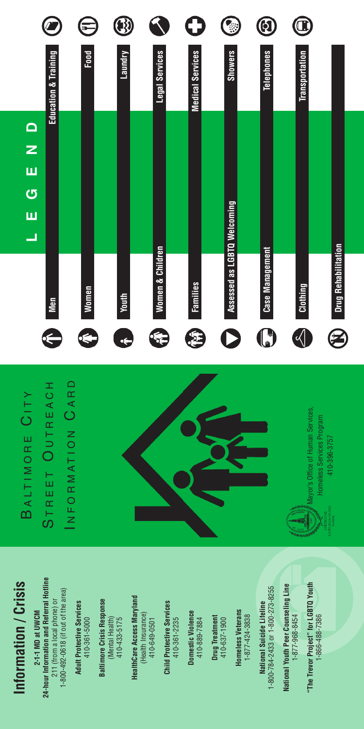# Information / Crisis

**2-1-1 MD at UWCM**
**24-hour Information and Referral Hotline**
211 (from a local phone) or
1-800-492-0618 (if out of the area)

**Adult Protective Services**
410-361-5000

**Baltimore Crisis Response**
(Mental Health)
410-433-5175

**HealthCare Access Maryland**
(Health Insurance)
410-649-0501

**Child Protective Services**
410-361-2235

**Domestic Violence**
410-889-7884

**Drug Treatment**
410-637-1900

**Homeless Veterans**
1-877-424-3838

**National Suicide Lifeline**
1-800-784-2433 or 1-800-273-8255

**National Youth Peer Counseling Line**
1-877-968-8454

**"The Trevor Project" for LGBTQ Youth**
1-866-488-7386

# Baltimore City Street Outreach Information Card

Mayor's Office of Human Services,
Homeless Services Program
410-396-3757

Stephanie Rawlings-Blake
Mayor

# LEGEND

- Men
- Women
- Youth
- Women & Children
- Families
- Assessed as LGBTQ Welcoming
- Case Management
- Clothing
- Drug Rehabilitation
- Education & Training
- Food
- Laundry
- Legal Services
- Medical Services
- Showers
- Telephones
- Transportation